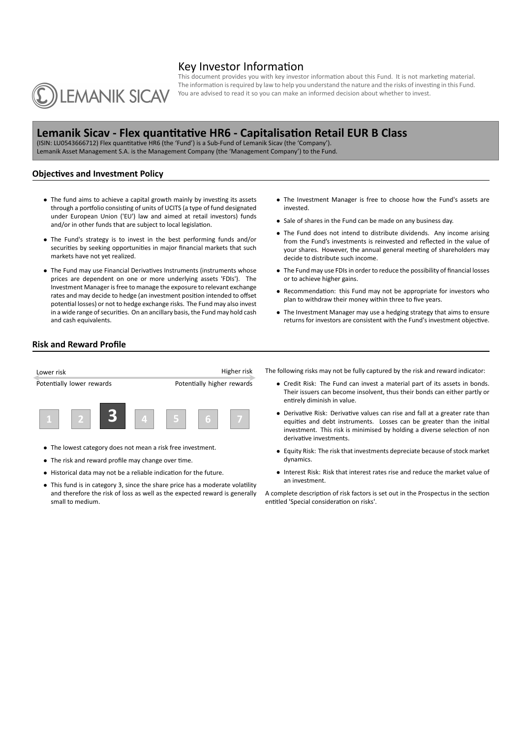# Key Investor Information

This document provides you with key investor information about this Fund. It is not marketing material. The information is required by law to help you understand the nature and the risks of investing in this Fund. You are advised to read it so you can make an informed decision about whether to invest.

LEMANIK SICAV

## Lemanik Sicav - Flex quantitative HR6 - Capitalisation Retail EUR B Class

(ISIN: LU0543666712) Flex quantitative HR6 (the 'Fund') is a Sub-Fund of Lemanik Sicav (the 'Company').
Lemanik Asset Management S.A. is the Management Company (the 'Management Company') to the Fund.

### Objectives and Investment Policy

- The fund aims to achieve a capital growth mainly by investing its assets through a portfolio consisting of units of UCITS (a type of fund designated under European Union ('EU') law and aimed at retail investors) funds and/or in other funds that are subject to local legislation.
- The Fund's strategy is to invest in the best performing funds and/or securities by seeking opportunities in major financial markets that such markets have not yet realized.
- The Fund may use Financial Derivatives Instruments (instruments whose prices are dependent on one or more underlying assets 'FDIs'). The Investment Manager is free to manage the exposure to relevant exchange rates and may decide to hedge (an investment position intended to offset potential losses) or not to hedge exchange risks. The Fund may also invest in a wide range of securities. On an ancillary basis, the Fund may hold cash and cash equivalents.
- The Investment Manager is free to choose how the Fund's assets are invested.
- Sale of shares in the Fund can be made on any business day.
- The Fund does not intend to distribute dividends. Any income arising from the Fund's investments is reinvested and reflected in the value of your shares. However, the annual general meeting of shareholders may decide to distribute such income.
- The Fund may use FDIs in order to reduce the possibility of financial losses or to achieve higher gains.
- Recommendation: this Fund may not be appropriate for investors who plan to withdraw their money within three to five years.
- The Investment Manager may use a hedging strategy that aims to ensure returns for investors are consistent with the Fund's investment objective.

### Risk and Reward Profile

| Lower risk | | | | | | Higher risk |
|---|---|---|---|---|---|---|
| Potentially lower rewards | | | | | | Potentially higher rewards |
| 1 | 2 | **3** | 4 | 5 | 6 | 7 |

- The lowest category does not mean a risk free investment.
- The risk and reward profile may change over time.
- Historical data may not be a reliable indication for the future.
- This fund is in category 3, since the share price has a moderate volatility and therefore the risk of loss as well as the expected reward is generally small to medium.

The following risks may not be fully captured by the risk and reward indicator:

- Credit Risk: The Fund can invest a material part of its assets in bonds. Their issuers can become insolvent, thus their bonds can either partly or entirely diminish in value.
- Derivative Risk: Derivative values can rise and fall at a greater rate than equities and debt instruments. Losses can be greater than the initial investment. This risk is minimised by holding a diverse selection of non derivative investments.
- Equity Risk: The risk that investments depreciate because of stock market dynamics.
- Interest Risk: Risk that interest rates rise and reduce the market value of an investment.

A complete description of risk factors is set out in the Prospectus in the section entitled 'Special consideration on risks'.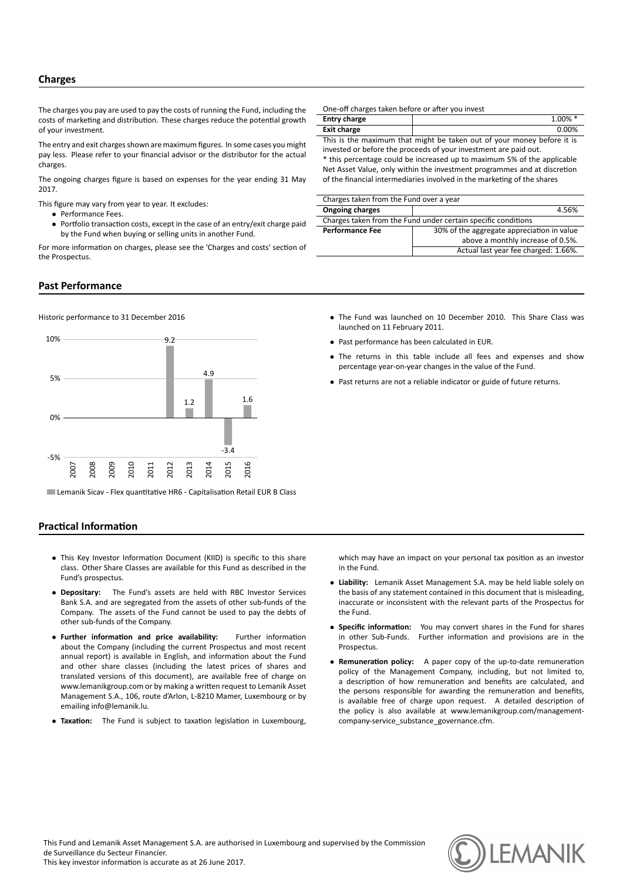## Charges

The charges you pay are used to pay the costs of running the Fund, including the costs of marketing and distribution. These charges reduce the potential growth of your investment.

The entry and exit charges shown are maximum figures. In some cases you might pay less. Please refer to your financial advisor or the distributor for the actual charges.

The ongoing charges figure is based on expenses for the year ending 31 May 2017.

This figure may vary from year to year. It excludes:

- Performance Fees.
- Portfolio transaction costs, except in the case of an entry/exit charge paid by the Fund when buying or selling units in another Fund.

For more information on charges, please see the 'Charges and costs' section of the Prospectus.

| One-off charges taken before or after you invest | |
|---|---|
| **Entry charge** | 1.00% * |
| **Exit charge** | 0.00% |

This is the maximum that might be taken out of your money before it is invested or before the proceeds of your investment are paid out.
* this percentage could be increased up to maximum 5% of the applicable Net Asset Value, only within the investment programmes and at discretion of the financial intermediaries involved in the marketing of the shares

| Charges taken from the Fund over a year | |
|---|---|
| **Ongoing charges** | 4.56% |
| Charges taken from the Fund under certain specific conditions | |
| **Performance Fee** | 30% of the aggregate appreciation in value above a monthly increase of 0.5%. |
| | Actual last year fee charged: 1.66%. |

## Past Performance

Historic performance to 31 December 2016

10%
5%
0%
-5%

9.2
1.2
4.9
-3.4
1.6

2007 2008 2009 2010 2011 2012 2013 2014 2015 2016

Lemanik Sicav - Flex quantitative HR6 - Capitalisation Retail EUR B Class

- The Fund was launched on 10 December 2010. This Share Class was launched on 11 February 2011.
- Past performance has been calculated in EUR.
- The returns in this table include all fees and expenses and show percentage year-on-year changes in the value of the Fund.
- Past returns are not a reliable indicator or guide of future returns.

## Practical Information

- This Key Investor Information Document (KIID) is specific to this share class. Other Share Classes are available for this Fund as described in the Fund's prospectus.
- **Depositary:** The Fund's assets are held with RBC Investor Services Bank S.A. and are segregated from the assets of other sub-funds of the Company. The assets of the Fund cannot be used to pay the debts of other sub-funds of the Company.
- **Further information and price availability:** Further information about the Company (including the current Prospectus and most recent annual report) is available in English, and information about the Fund and other share classes (including the latest prices of shares and translated versions of this document), are available free of charge on www.lemanikgroup.com or by making a written request to Lemanik Asset Management S.A., 106, route d'Arlon, L-8210 Mamer, Luxembourg or by emailing info@lemanik.lu.
- **Taxation:** The Fund is subject to taxation legislation in Luxembourg, which may have an impact on your personal tax position as an investor in the Fund.
- **Liability:** Lemanik Asset Management S.A. may be held liable solely on the basis of any statement contained in this document that is misleading, inaccurate or inconsistent with the relevant parts of the Prospectus for the Fund.
- **Specific information:** You may convert shares in the Fund for shares in other Sub-Funds. Further information and provisions are in the Prospectus.
- **Remuneration policy:** A paper copy of the up-to-date remuneration policy of the Management Company, including, but not limited to, a description of how remuneration and benefits are calculated, and the persons responsible for awarding the remuneration and benefits, is available free of charge upon request. A detailed description of the policy is also available at www.lemanikgroup.com/management-company-service_substance_governance.cfm.

This Fund and Lemanik Asset Management S.A. are authorised in Luxembourg and supervised by the Commission de Surveillance du Secteur Financier.
This key investor information is accurate as at 26 June 2017.